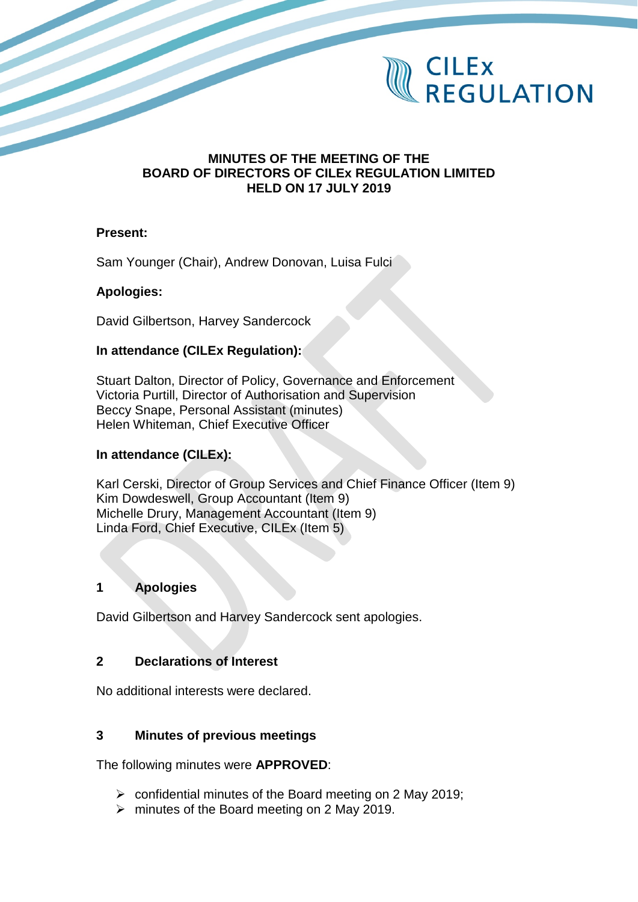# MINUTES OF THE MEETING OF THE BOARD OF DIRECTORS OF CILEx REGULATION LIMITED HELD ON 17 JULY 2019

**Present:**

Sam Younger (Chair), Andrew Donovan, Luisa Fulci

**Apologies:**

David Gilbertson, Harvey Sandercock

**In attendance (CILEx Regulation):**

Stuart Dalton, Director of Policy, Governance and Enforcement
Victoria Purtill, Director of Authorisation and Supervision
Beccy Snape, Personal Assistant (minutes)
Helen Whiteman, Chief Executive Officer

**In attendance (CILEx):**

Karl Cerski, Director of Group Services and Chief Finance Officer (Item 9)
Kim Dowdeswell, Group Accountant (Item 9)
Michelle Drury, Management Accountant (Item 9)
Linda Ford, Chief Executive, CILEx (Item 5)

## 1 Apologies

David Gilbertson and Harvey Sandercock sent apologies.

## 2 Declarations of Interest

No additional interests were declared.

## 3 Minutes of previous meetings

The following minutes were **APPROVED**:

- confidential minutes of the Board meeting on 2 May 2019;
- minutes of the Board meeting on 2 May 2019.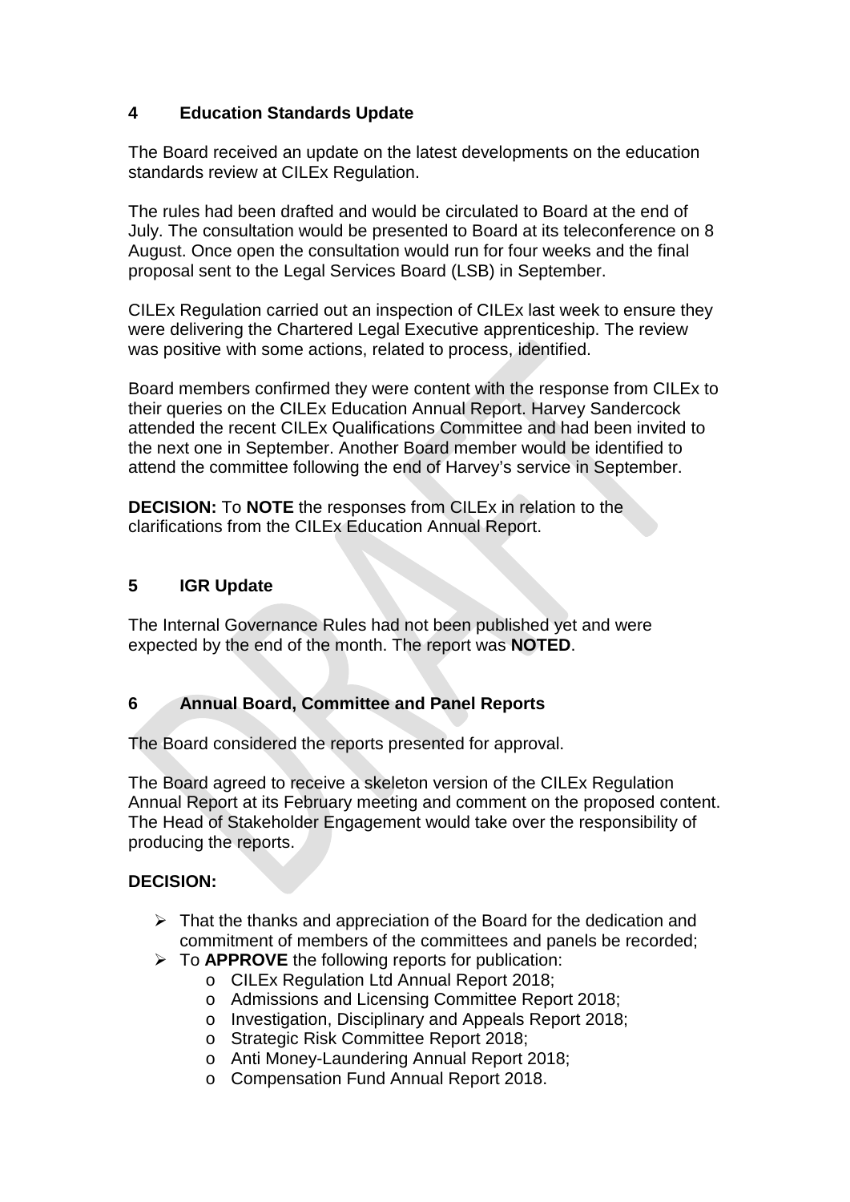## 4 Education Standards Update

The Board received an update on the latest developments on the education standards review at CILEx Regulation.

The rules had been drafted and would be circulated to Board at the end of July. The consultation would be presented to Board at its teleconference on 8 August. Once open the consultation would run for four weeks and the final proposal sent to the Legal Services Board (LSB) in September.

CILEx Regulation carried out an inspection of CILEx last week to ensure they were delivering the Chartered Legal Executive apprenticeship. The review was positive with some actions, related to process, identified.

Board members confirmed they were content with the response from CILEx to their queries on the CILEx Education Annual Report. Harvey Sandercock attended the recent CILEx Qualifications Committee and had been invited to the next one in September. Another Board member would be identified to attend the committee following the end of Harvey's service in September.

**DECISION:** To **NOTE** the responses from CILEx in relation to the clarifications from the CILEx Education Annual Report.

## 5 IGR Update

The Internal Governance Rules had not been published yet and were expected by the end of the month. The report was **NOTED**.

## 6 Annual Board, Committee and Panel Reports

The Board considered the reports presented for approval.

The Board agreed to receive a skeleton version of the CILEx Regulation Annual Report at its February meeting and comment on the proposed content. The Head of Stakeholder Engagement would take over the responsibility of producing the reports.

**DECISION:**

- That the thanks and appreciation of the Board for the dedication and commitment of members of the committees and panels be recorded;
- To **APPROVE** the following reports for publication:
  - CILEx Regulation Ltd Annual Report 2018;
  - Admissions and Licensing Committee Report 2018;
  - Investigation, Disciplinary and Appeals Report 2018;
  - Strategic Risk Committee Report 2018;
  - Anti Money-Laundering Annual Report 2018;
  - Compensation Fund Annual Report 2018.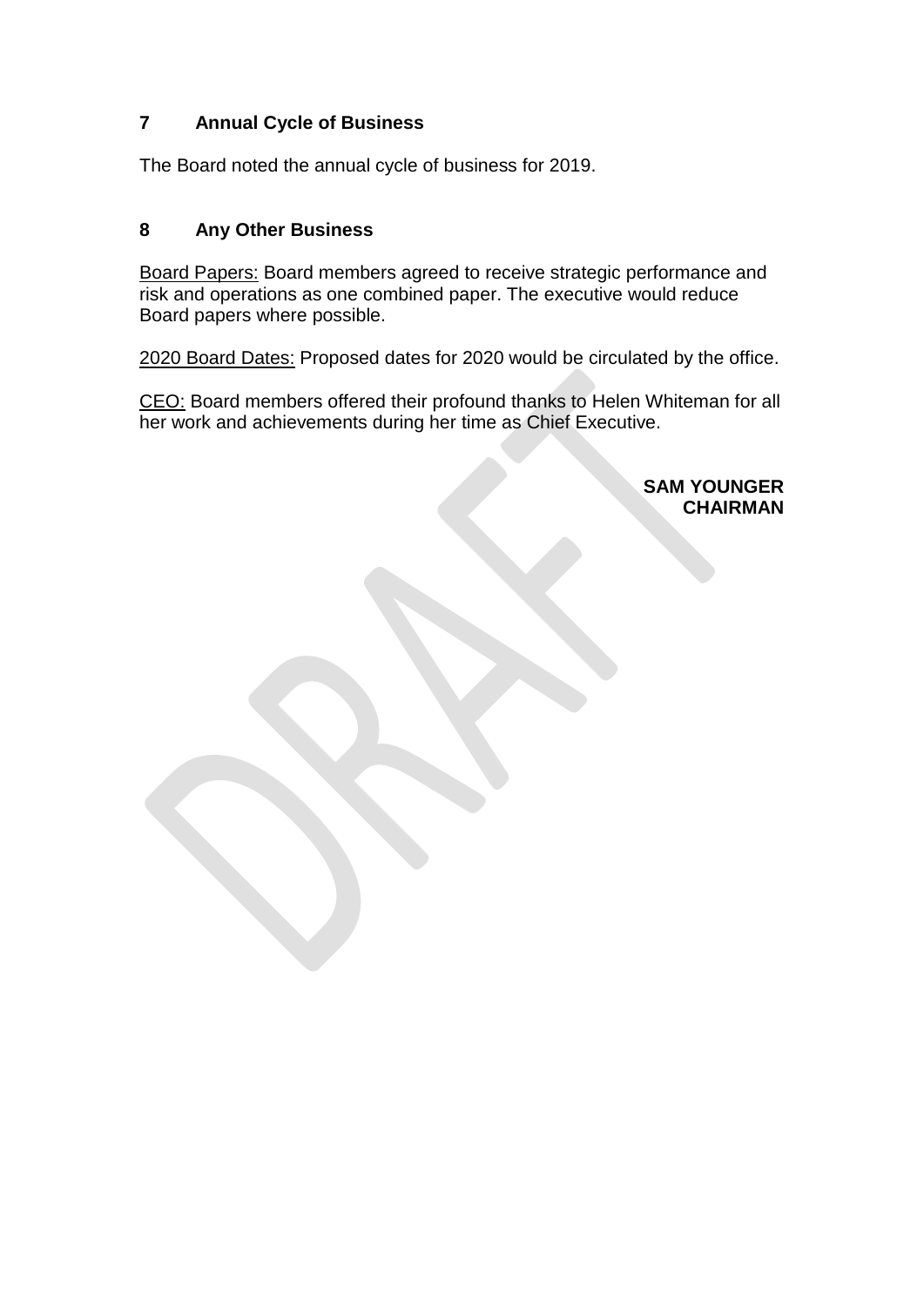## 7 Annual Cycle of Business

The Board noted the annual cycle of business for 2019.

## 8 Any Other Business

Board Papers: Board members agreed to receive strategic performance and risk and operations as one combined paper. The executive would reduce Board papers where possible.

2020 Board Dates: Proposed dates for 2020 would be circulated by the office.

CEO: Board members offered their profound thanks to Helen Whiteman for all her work and achievements during her time as Chief Executive.

**SAM YOUNGER**
**CHAIRMAN**

DRAFT